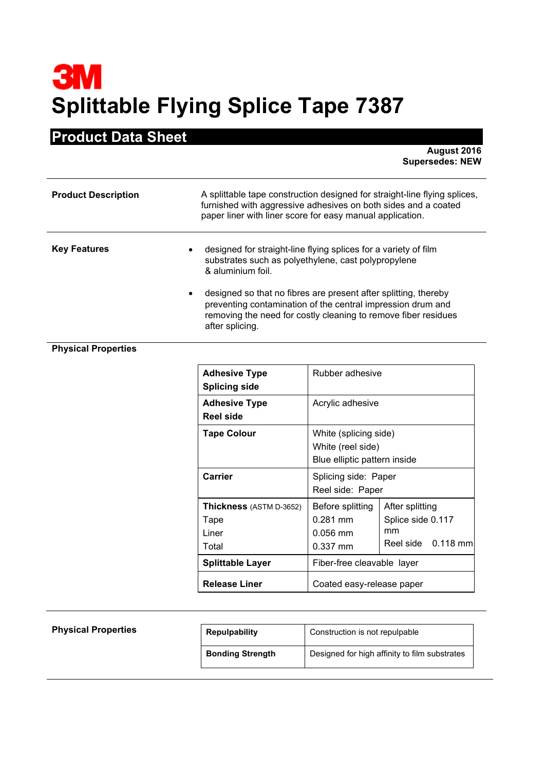3M

# Splittable Flying Splice Tape 7387

## Product Data Sheet

**August 2016**
**Supersedes: NEW**

**Product Description**

A splittable tape construction designed for straight-line flying splices, furnished with aggressive adhesives on both sides and a coated paper liner with liner score for easy manual application.

**Key Features**

- designed for straight-line flying splices for a variety of film substrates such as polyethylene, cast polypropylene & aluminium foil.
- designed so that no fibres are present after splitting, thereby preventing contamination of the central impression drum and removing the need for costly cleaning to remove fiber residues after splicing.

**Physical Properties**

| | | |
|---|---|---|
| **Adhesive Type Splicing side** | Rubber adhesive | |
| **Adhesive Type Reel side** | Acrylic adhesive | |
| **Tape Colour** | White (splicing side)<br>White (reel side)<br>Blue elliptic pattern inside | |
| **Carrier** | Splicing side: Paper<br>Reel side: Paper | |
| **Thickness** (ASTM D-3652)<br>Tape<br>Liner<br>Total | Before splitting<br>0.281 mm<br>0.056 mm<br>0.337 mm | After splitting<br>Splice side 0.117 mm<br>Reel side 0.118 mm |
| **Splittable Layer** | Fiber-free cleavable layer | |
| **Release Liner** | Coated easy-release paper | |

**Physical Properties**

| | |
|---|---|
| **Repulpability** | Construction is not repulpable |
| **Bonding Strength** | Designed for high affinity to film substrates |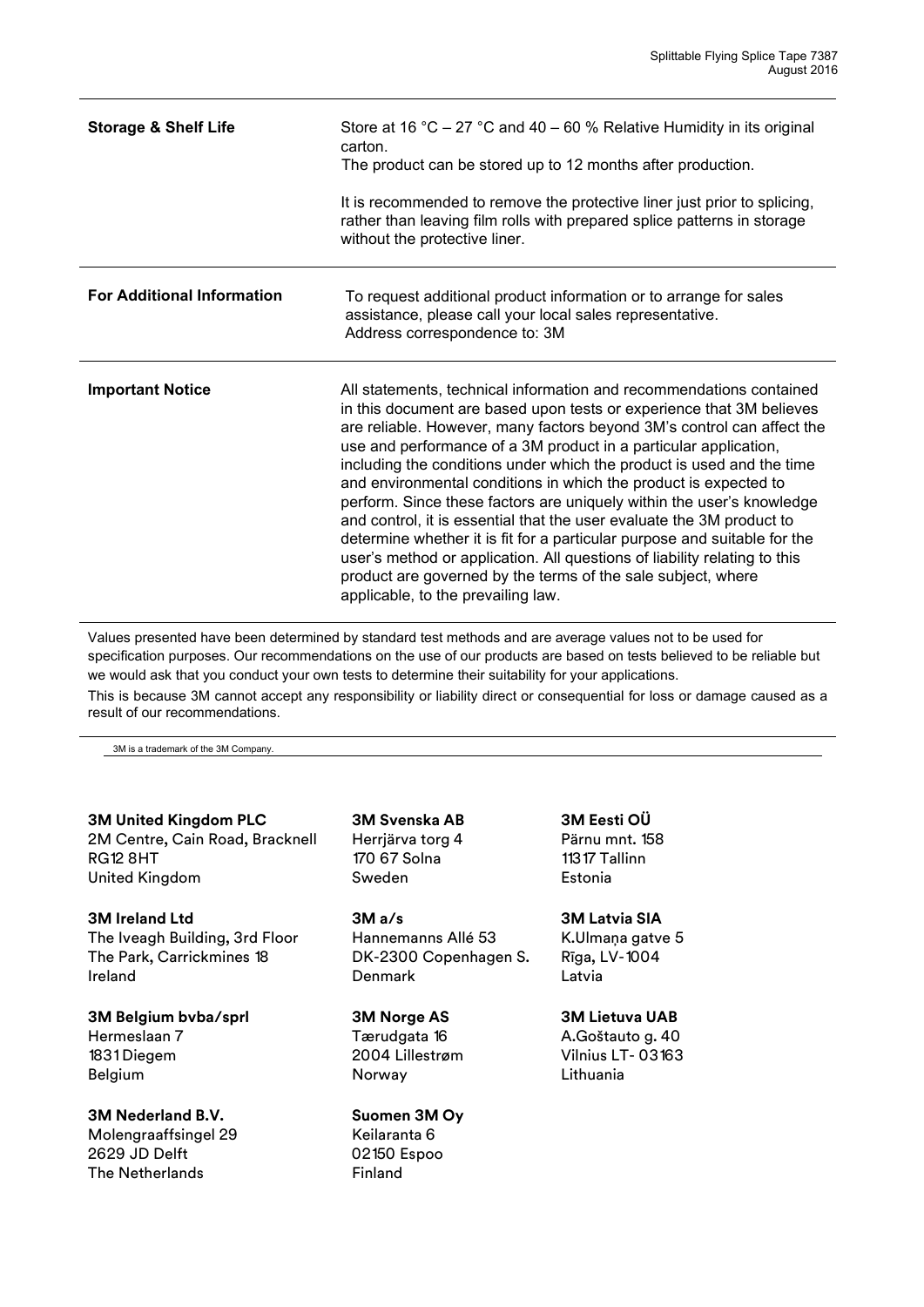| | |
|---|---|
| **Storage & Shelf Life** | Store at 16 °C – 27 °C and 40 – 60 % Relative Humidity in its original carton.<br>The product can be stored up to 12 months after production.<br><br>It is recommended to remove the protective liner just prior to splicing, rather than leaving film rolls with prepared splice patterns in storage without the protective liner. |
| **For Additional Information** | To request additional product information or to arrange for sales assistance, please call your local sales representative.<br>Address correspondence to: 3M |
| **Important Notice** | All statements, technical information and recommendations contained in this document are based upon tests or experience that 3M believes are reliable. However, many factors beyond 3M's control can affect the use and performance of a 3M product in a particular application, including the conditions under which the product is used and the time and environmental conditions in which the product is expected to perform. Since these factors are uniquely within the user's knowledge and control, it is essential that the user evaluate the 3M product to determine whether it is fit for a particular purpose and suitable for the user's method or application. All questions of liability relating to this product are governed by the terms of the sale subject, where applicable, to the prevailing law. |

Values presented have been determined by standard test methods and are average values not to be used for specification purposes. Our recommendations on the use of our products are based on tests believed to be reliable but we would ask that you conduct your own tests to determine their suitability for your applications.
This is because 3M cannot accept any responsibility or liability direct or consequential for loss or damage caused as a result of our recommendations.

3M is a trademark of the 3M Company.

**3M United Kingdom PLC**
2M Centre, Cain Road, Bracknell
RG12 8HT
United Kingdom

**3M Ireland Ltd**
The Iveagh Building, 3rd Floor
The Park, Carrickmines 18
Ireland

**3M Belgium bvba/sprl**
Hermeslaan 7
1831 Diegem
Belgium

**3M Nederland B.V.**
Molengraaffsingel 29
2629 JD Delft
The Netherlands

**3M Svenska AB**
Herrjärva torg 4
170 67 Solna
Sweden

**3M a/s**
Hannemanns Allé 53
DK-2300 Copenhagen S.
Denmark

**3M Norge AS**
Tærudgata 16
2004 Lillestrøm
Norway

**Suomen 3M Oy**
Keilaranta 6
02150 Espoo
Finland

**3M Eesti OÜ**
Pärnu mnt. 158
11317 Tallinn
Estonia

**3M Latvia SIA**
K.Ulmaņa gatve 5
Rīga, LV-1004
Latvia

**3M Lietuva UAB**
A.Goštauto g. 40
Vilnius LT- 03163
Lithuania